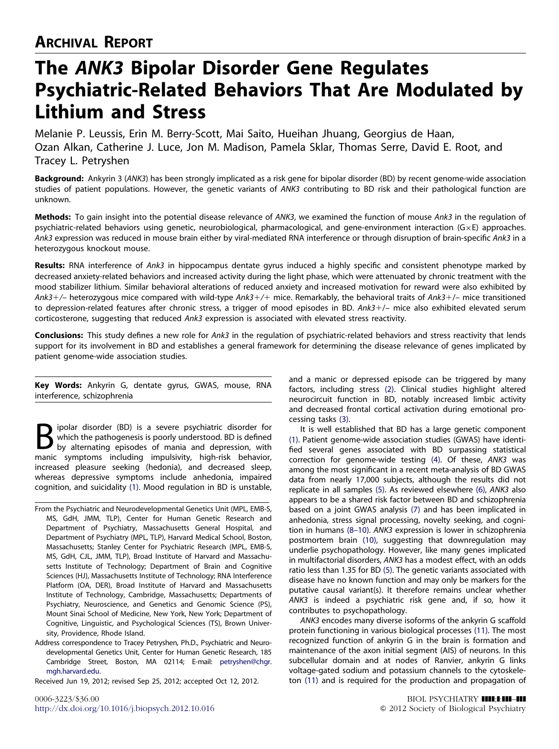## ARCHIVAL REPORT

# The *ANK3* Bipolar Disorder Gene Regulates Psychiatric-Related Behaviors That Are Modulated by Lithium and Stress

Melanie P. Leussis, Erin M. Berry-Scott, Mai Saito, Hueihan Jhuang, Georgius de Haan, Ozan Alkan, Catherine J. Luce, Jon M. Madison, Pamela Sklar, Thomas Serre, David E. Root, and Tracey L. Petryshen

**Background:** Ankyrin 3 (*ANK3*) has been strongly implicated as a risk gene for bipolar disorder (BD) by recent genome-wide association studies of patient populations. However, the genetic variants of *ANK3* contributing to BD risk and their pathological function are unknown.

**Methods:** To gain insight into the potential disease relevance of *ANK3*, we examined the function of mouse *Ank3* in the regulation of psychiatric-related behaviors using genetic, neurobiological, pharmacological, and gene-environment interaction (G×E) approaches. *Ank3* expression was reduced in mouse brain either by viral-mediated RNA interference or through disruption of brain-specific *Ank3* in a heterozygous knockout mouse.

**Results:** RNA interference of *Ank3* in hippocampus dentate gyrus induced a highly specific and consistent phenotype marked by decreased anxiety-related behaviors and increased activity during the light phase, which were attenuated by chronic treatment with the mood stabilizer lithium. Similar behavioral alterations of reduced anxiety and increased motivation for reward were also exhibited by *Ank3*+/– heterozygous mice compared with wild-type *Ank3*+/+ mice. Remarkably, the behavioral traits of *Ank3*+/– mice transitioned to depression-related features after chronic stress, a trigger of mood episodes in BD. *Ank3*+/– mice also exhibited elevated serum corticosterone, suggesting that reduced *Ank3* expression is associated with elevated stress reactivity.

**Conclusions:** This study defines a new role for *Ank3* in the regulation of psychiatric-related behaviors and stress reactivity that lends support for its involvement in BD and establishes a general framework for determining the disease relevance of genes implicated by patient genome-wide association studies.

**Key Words:** Ankyrin G, dentate gyrus, GWAS, mouse, RNA interference, schizophrenia

Bipolar disorder (BD) is a severe psychiatric disorder for which the pathogenesis is poorly understood. BD is defined by alternating episodes of mania and depression, with manic symptoms including impulsivity, high-risk behavior, increased pleasure seeking (hedonia), and decreased sleep, whereas depressive symptoms include anhedonia, impaired cognition, and suicidality (1). Mood regulation in BD is unstable, and a manic or depressed episode can be triggered by many factors, including stress (2). Clinical studies highlight altered neurocircuit function in BD, notably increased limbic activity and decreased frontal cortical activation during emotional processing tasks (3).

It is well established that BD has a large genetic component (1). Patient genome-wide association studies (GWAS) have identified several genes associated with BD surpassing statistical correction for genome-wide testing (4). Of these, *ANK3* was among the most significant in a recent meta-analysis of BD GWAS data from nearly 17,000 subjects, although the results did not replicate in all samples (5). As reviewed elsewhere (6), *ANK3* also appears to be a shared risk factor between BD and schizophrenia based on a joint GWAS analysis (7) and has been implicated in anhedonia, stress signal processing, novelty seeking, and cognition in humans (8–10). *ANK3* expression is lower in schizophrenia postmortem brain (10), suggesting that downregulation may underlie psychopathology. However, like many genes implicated in multifactorial disorders, *ANK3* has a modest effect, with an odds ratio less than 1.35 for BD (5). The genetic variants associated with disease have no known function and may only be markers for the putative causal variant(s). It therefore remains unclear whether *ANK3* is indeed a psychiatric risk gene and, if so, how it contributes to psychopathology.

*ANK3* encodes many diverse isoforms of the ankyrin G scaffold protein functioning in various biological processes (11). The most recognized function of ankyrin G in the brain is formation and maintenance of the axon initial segment (AIS) of neurons. In this subcellular domain and at nodes of Ranvier, ankyrin G links voltage-gated sodium and potassium channels to the cytoskeleton (11) and is required for the production and propagation of

From the Psychiatric and Neurodevelopmental Genetics Unit (MPL, EMB-S, MS, GdH, JMM, TLP), Center for Human Genetic Research and Department of Psychiatry, Massachusetts General Hospital, and Department of Psychiatry (MPL, TLP), Harvard Medical School, Boston, Massachusetts; Stanley Center for Psychiatric Research (MPL, EMB-S, MS, GdH, CJL, JMM, TLP), Broad Institute of Harvard and Massachusetts Institute of Technology; Department of Brain and Cognitive Sciences (HJ), Massachusetts Institute of Technology; RNA Interference Platform (OA, DER), Broad Institute of Harvard and Massachusetts Institute of Technology, Cambridge, Massachusetts; Departments of Psychiatry, Neuroscience, and Genetics and Genomic Science (PS), Mount Sinai School of Medicine, New York, New York; Department of Cognitive, Linguistic, and Psychological Sciences (TS), Brown University, Providence, Rhode Island.

Address correspondence to Tracey Petryshen, Ph.D., Psychiatric and Neurodevelopmental Genetics Unit, Center for Human Genetic Research, 185 Cambridge Street, Boston, MA 02114; E-mail: petryshen@chgr.mgh.harvard.edu.

Received Jun 19, 2012; revised Sep 25, 2012; accepted Oct 12, 2012.

0006-3223/$36.00
http://dx.doi.org/10.1016/j.biopsych.2012.10.016

© 2012 Society of Biological Psychiatry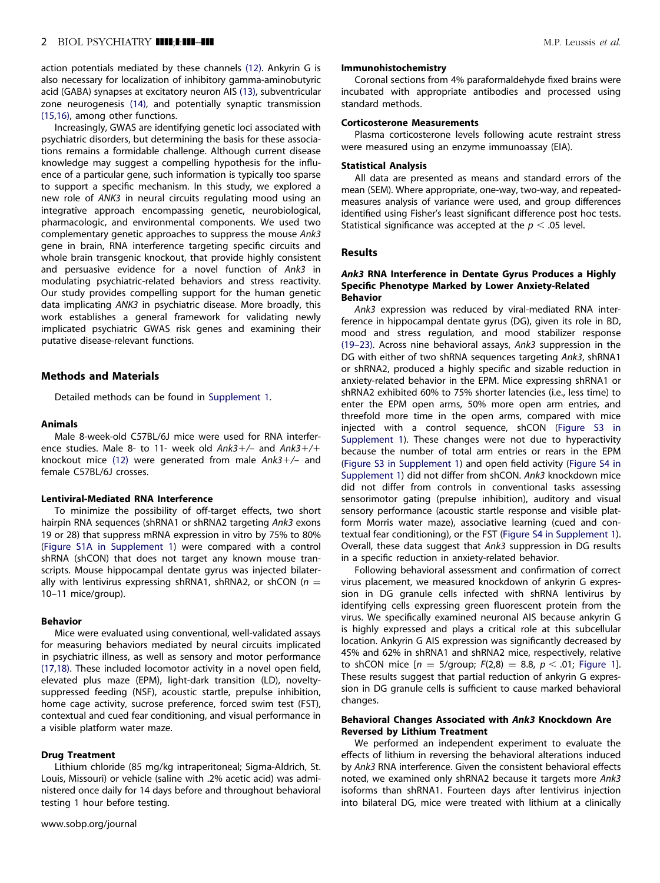action potentials mediated by these channels (12). Ankyrin G is also necessary for localization of inhibitory gamma-aminobutyric acid (GABA) synapses at excitatory neuron AIS (13), subventricular zone neurogenesis (14), and potentially synaptic transmission (15,16), among other functions.

Increasingly, GWAS are identifying genetic loci associated with psychiatric disorders, but determining the basis for these associations remains a formidable challenge. Although current disease knowledge may suggest a compelling hypothesis for the influence of a particular gene, such information is typically too sparse to support a specific mechanism. In this study, we explored a new role of *ANK3* in neural circuits regulating mood using an integrative approach encompassing genetic, neurobiological, pharmacologic, and environmental components. We used two complementary genetic approaches to suppress the mouse *Ank3* gene in brain, RNA interference targeting specific circuits and whole brain transgenic knockout, that provide highly consistent and persuasive evidence for a novel function of *Ank3* in modulating psychiatric-related behaviors and stress reactivity. Our study provides compelling support for the human genetic data implicating *ANK3* in psychiatric disease. More broadly, this work establishes a general framework for validating newly implicated psychiatric GWAS risk genes and examining their putative disease-relevant functions.

## Methods and Materials

Detailed methods can be found in Supplement 1.

### Animals

Male 8-week-old C57BL/6J mice were used for RNA interference studies. Male 8- to 11- week old *Ank3*+/– and *Ank3*+/+ knockout mice (12) were generated from male *Ank3*+/– and female C57BL/6J crosses.

### Lentiviral-Mediated RNA Interference

To minimize the possibility of off-target effects, two short hairpin RNA sequences (shRNA1 or shRNA2 targeting *Ank3* exons 19 or 28) that suppress mRNA expression in vitro by 75% to 80% (Figure S1A in Supplement 1) were compared with a control shRNA (shCON) that does not target any known mouse transcripts. Mouse hippocampal dentate gyrus was injected bilaterally with lentivirus expressing shRNA1, shRNA2, or shCON ($n$ = 10–11 mice/group).

### Behavior

Mice were evaluated using conventional, well-validated assays for measuring behaviors mediated by neural circuits implicated in psychiatric illness, as well as sensory and motor performance (17,18). These included locomotor activity in a novel open field, elevated plus maze (EPM), light-dark transition (LD), novelty-suppressed feeding (NSF), acoustic startle, prepulse inhibition, home cage activity, sucrose preference, forced swim test (FST), contextual and cued fear conditioning, and visual performance in a visible platform water maze.

### Drug Treatment

Lithium chloride (85 mg/kg intraperitoneal; Sigma-Aldrich, St. Louis, Missouri) or vehicle (saline with .2% acetic acid) was administered once daily for 14 days before and throughout behavioral testing 1 hour before testing.

### Immunohistochemistry

Coronal sections from 4% paraformaldehyde fixed brains were incubated with appropriate antibodies and processed using standard methods.

### Corticosterone Measurements

Plasma corticosterone levels following acute restraint stress were measured using an enzyme immunoassay (EIA).

### Statistical Analysis

All data are presented as means and standard errors of the mean (SEM). Where appropriate, one-way, two-way, and repeated-measures analysis of variance were used, and group differences identified using Fisher's least significant difference post hoc tests. Statistical significance was accepted at the $p < .05$ level.

## Results

### *Ank3* RNA Interference in Dentate Gyrus Produces a Highly Specific Phenotype Marked by Lower Anxiety-Related Behavior

*Ank3* expression was reduced by viral-mediated RNA interference in hippocampal dentate gyrus (DG), given its role in BD, mood and stress regulation, and mood stabilizer response (19–23). Across nine behavioral assays, *Ank3* suppression in the DG with either of two shRNA sequences targeting *Ank3*, shRNA1 or shRNA2, produced a highly specific and sizable reduction in anxiety-related behavior in the EPM. Mice expressing shRNA1 or shRNA2 exhibited 60% to 75% shorter latencies (i.e., less time) to enter the EPM open arms, 50% more open arm entries, and threefold more time in the open arms, compared with mice injected with a control sequence, shCON (Figure S3 in Supplement 1). These changes were not due to hyperactivity because the number of total arm entries or rears in the EPM (Figure S3 in Supplement 1) and open field activity (Figure S4 in Supplement 1) did not differ from shCON. *Ank3* knockdown mice did not differ from controls in conventional tasks assessing sensorimotor gating (prepulse inhibition), auditory and visual sensory performance (acoustic startle response and visible platform Morris water maze), associative learning (cued and contextual fear conditioning), or the FST (Figure S4 in Supplement 1). Overall, these data suggest that *Ank3* suppression in DG results in a specific reduction in anxiety-related behavior.

Following behavioral assessment and confirmation of correct virus placement, we measured knockdown of ankyrin G expression in DG granule cells infected with shRNA lentivirus by identifying cells expressing green fluorescent protein from the virus. We specifically examined neuronal AIS because ankyrin G is highly expressed and plays a critical role at this subcellular location. Ankyrin G AIS expression was significantly decreased by 45% and 62% in shRNA1 and shRNA2 mice, respectively, relative to shCON mice [$n$ = 5/group; $F(2,8) = 8.8$, $p < .01$; Figure 1]. These results suggest that partial reduction of ankyrin G expression in DG granule cells is sufficient to cause marked behavioral changes.

### Behavioral Changes Associated with *Ank3* Knockdown Are Reversed by Lithium Treatment

We performed an independent experiment to evaluate the effects of lithium in reversing the behavioral alterations induced by *Ank3* RNA interference. Given the consistent behavioral effects noted, we examined only shRNA2 because it targets more *Ank3* isoforms than shRNA1. Fourteen days after lentivirus injection into bilateral DG, mice were treated with lithium at a clinically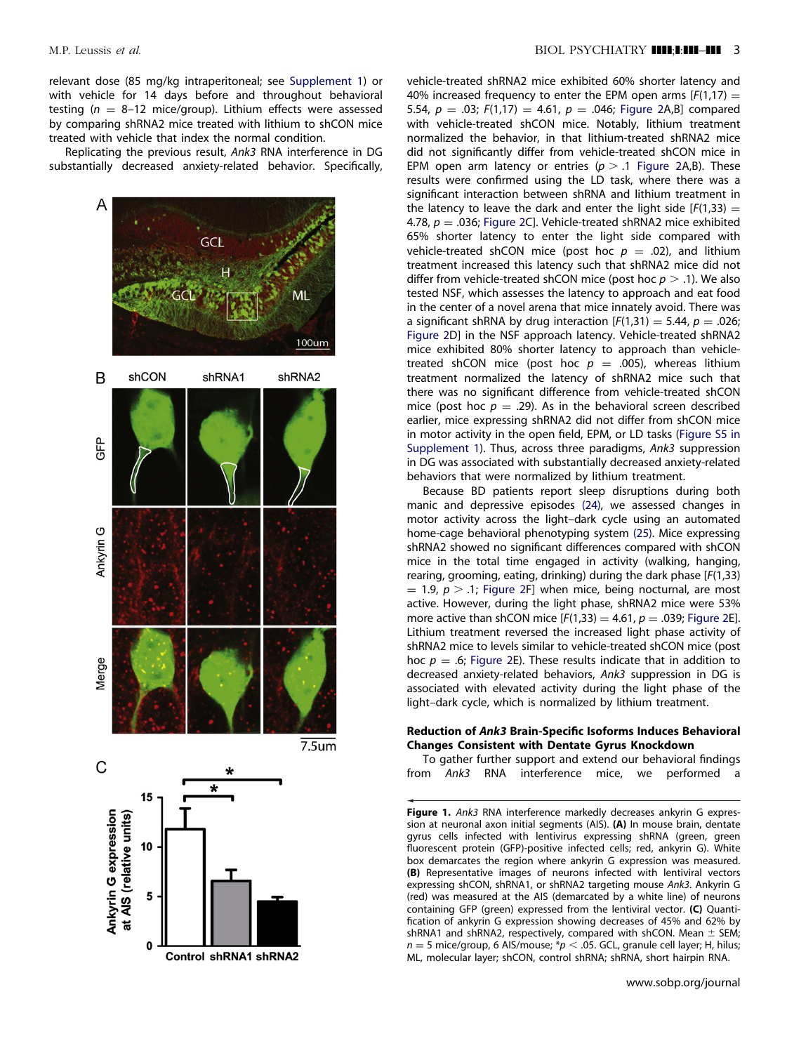relevant dose (85 mg/kg intraperitoneal; see Supplement 1) or with vehicle for 14 days before and throughout behavioral testing ($n$ = 8–12 mice/group). Lithium effects were assessed by comparing shRNA2 mice treated with lithium to shCON mice treated with vehicle that index the normal condition.

Replicating the previous result, *Ank3* RNA interference in DG substantially decreased anxiety-related behavior. Specifically, vehicle-treated shRNA2 mice exhibited 60% shorter latency and 40% increased frequency to enter the EPM open arms [$F(1,17) = 5.54$, $p = .03$; $F(1,17) = 4.61$, $p = .046$; Figure 2A,B] compared with vehicle-treated shCON mice. Notably, lithium treatment normalized the behavior, in that lithium-treated shRNA2 mice did not significantly differ from vehicle-treated shCON mice in EPM open arm latency or entries ($p > .1$ Figure 2A,B). These results were confirmed using the LD task, where there was a significant interaction between shRNA and lithium treatment in the latency to leave the dark and enter the light side [$F(1,33) = 4.78$, $p = .036$; Figure 2C]. Vehicle-treated shRNA2 mice exhibited 65% shorter latency to enter the light side compared with vehicle-treated shCON mice (post hoc $p = .02$), and lithium treatment increased this latency such that shRNA2 mice did not differ from vehicle-treated shCON mice (post hoc $p > .1$). We also tested NSF, which assesses the latency to approach and eat food in the center of a novel arena that mice innately avoid. There was a significant shRNA by drug interaction [$F(1,31) = 5.44$, $p = .026$; Figure 2D] in the NSF approach latency. Vehicle-treated shRNA2 mice exhibited 80% shorter latency to approach than vehicle-treated shCON mice (post hoc $p = .005$), whereas lithium treatment normalized the latency of shRNA2 mice such that there was no significant difference from vehicle-treated shCON mice (post hoc $p = .29$). As in the behavioral screen described earlier, mice expressing shRNA2 did not differ from shCON mice in motor activity in the open field, EPM, or LD tasks (Figure S5 in Supplement 1). Thus, across three paradigms, *Ank3* suppression in DG was associated with substantially decreased anxiety-related behaviors that were normalized by lithium treatment.

Because BD patients report sleep disruptions during both manic and depressive episodes (24), we assessed changes in motor activity across the light–dark cycle using an automated home-cage behavioral phenotyping system (25). Mice expressing shRNA2 showed no significant differences compared with shCON mice in the total time engaged in activity (walking, hanging, rearing, grooming, eating, drinking) during the dark phase [$F(1,33) = 1.9$, $p > .1$; Figure 2F] when mice, being nocturnal, are most active. However, during the light phase, shRNA2 mice were 53% more active than shCON mice [$F(1,33) = 4.61$, $p = .039$; Figure 2E]. Lithium treatment reversed the increased light phase activity of shRNA2 mice to levels similar to vehicle-treated shCON mice (post hoc $p = .6$; Figure 2E). These results indicate that in addition to decreased anxiety-related behaviors, *Ank3* suppression in DG is associated with elevated activity during the light phase of the light–dark cycle, which is normalized by lithium treatment.

### Reduction of *Ank3* Brain-Specific Isoforms Induces Behavioral Changes Consistent with Dentate Gyrus Knockdown

To gather further support and extend our behavioral findings from *Ank3* RNA interference mice, we performed a

**Figure 1.** *Ank3* RNA interference markedly decreases ankyrin G expression at neuronal axon initial segments (AIS). **(A)** In mouse brain, dentate gyrus cells infected with lentivirus expressing shRNA (green, green fluorescent protein (GFP)-positive infected cells; red, ankyrin G). White box demarcates the region where ankyrin G expression was measured. **(B)** Representative images of neurons infected with lentiviral vectors expressing shCON, shRNA1, or shRNA2 targeting mouse *Ank3*. Ankyrin G (red) was measured at the AIS (demarcated by a white line) of neurons containing GFP (green) expressed from the lentiviral vector. **(C)** Quantification of ankyrin G expression showing decreases of 45% and 62% by shRNA1 and shRNA2, respectively, compared with shCON. Mean ± SEM; $n$ = 5 mice/group, 6 AIS/mouse; *$p < .05$. GCL, granule cell layer; H, hilus; ML, molecular layer; shCON, control shRNA; shRNA, short hairpin RNA.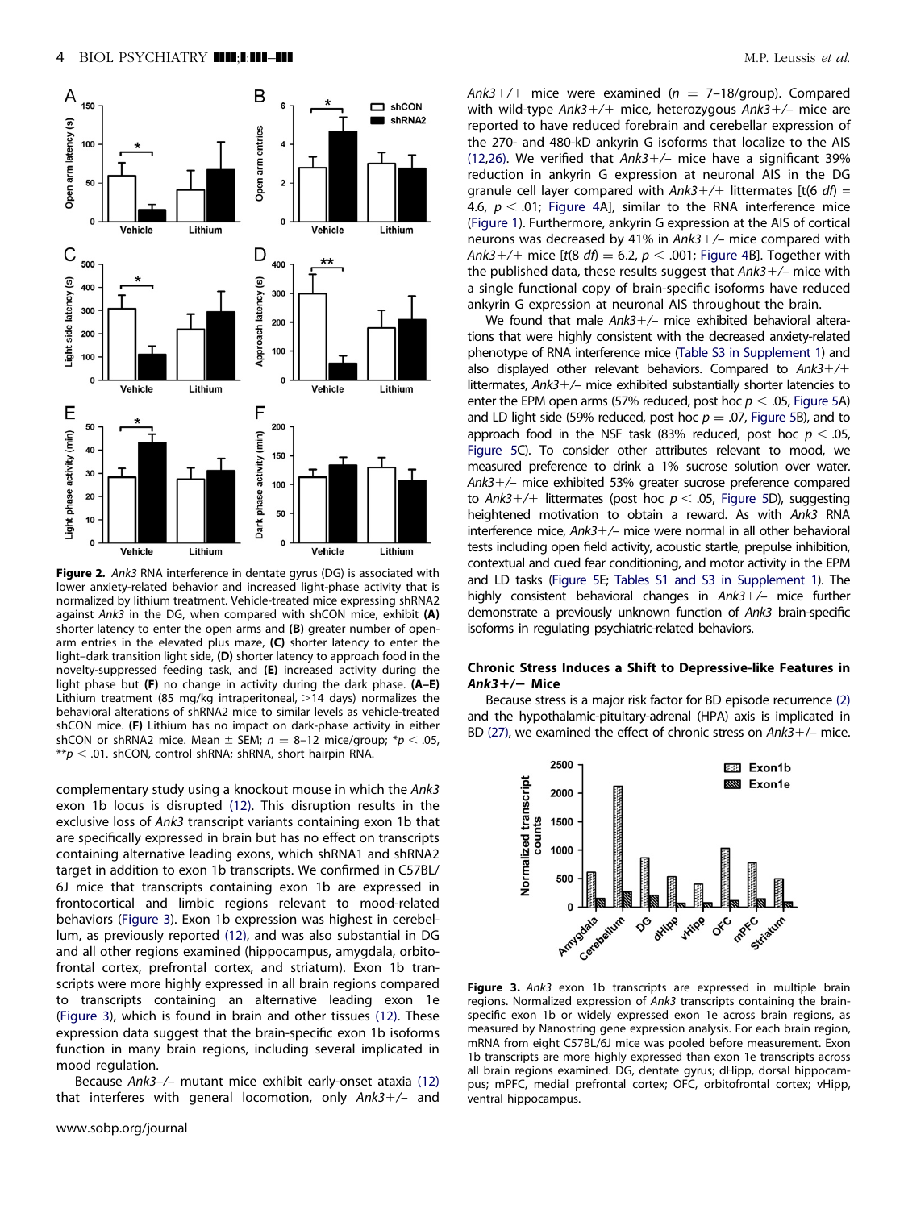**Figure 2.** *Ank3* RNA interference in dentate gyrus (DG) is associated with lower anxiety-related behavior and increased light-phase activity that is normalized by lithium treatment. Vehicle-treated mice expressing shRNA2 against *Ank3* in the DG, when compared with shCON mice, exhibit **(A)** shorter latency to enter the open arms and **(B)** greater number of open-arm entries in the elevated plus maze, **(C)** shorter latency to enter the light–dark transition light side, **(D)** shorter latency to approach food in the novelty-suppressed feeding task, and **(E)** increased activity during the light phase but **(F)** no change in activity during the dark phase. **(A–E)** Lithium treatment (85 mg/kg intraperitoneal, >14 days) normalizes the behavioral alterations of shRNA2 mice to similar levels as vehicle-treated shCON mice. **(F)** Lithium has no impact on dark-phase activity in either shCON or shRNA2 mice. Mean ± SEM; $n$ = 8–12 mice/group; $^*p < .05$, $^{**}p < .01$. shCON, control shRNA; shRNA, short hairpin RNA.

complementary study using a knockout mouse in which the *Ank3* exon 1b locus is disrupted (12). This disruption results in the exclusive loss of *Ank3* transcript variants containing exon 1b that are specifically expressed in brain but has no effect on transcripts containing alternative leading exons, which shRNA1 and shRNA2 target in addition to exon 1b transcripts. We confirmed in C57BL/6J mice that transcripts containing exon 1b are expressed in frontocortical and limbic regions relevant to mood-related behaviors (Figure 3). Exon 1b expression was highest in cerebellum, as previously reported (12), and was also substantial in DG and all other regions examined (hippocampus, amygdala, orbitofrontal cortex, prefrontal cortex, and striatum). Exon 1b transcripts were more highly expressed in all brain regions compared to transcripts containing an alternative leading exon 1e (Figure 3), which is found in brain and other tissues (12). These expression data suggest that the brain-specific exon 1b isoforms function in many brain regions, including several implicated in mood regulation.

Because *Ank3*–/– mutant mice exhibit early-onset ataxia (12) that interferes with general locomotion, only *Ank3*+/– and *Ank3*+/+ mice were examined ($n$ = 7–18/group). Compared with wild-type *Ank3*+/+ mice, heterozygous *Ank3*+/– mice are reported to have reduced forebrain and cerebellar expression of the 270- and 480-kD ankyrin G isoforms that localize to the AIS (12,26). We verified that *Ank3*+/– mice have a significant 39% reduction in ankyrin G expression at neuronal AIS in the DG granule cell layer compared with *Ank3*+/+ littermates [$t(6\ df) = 4.6$, $p < .01$; Figure 4A], similar to the RNA interference mice (Figure 1). Furthermore, ankyrin G expression at the AIS of cortical neurons was decreased by 41% in *Ank3*+/– mice compared with *Ank3*+/+ mice [$t(8\ df) = 6.2$, $p < .001$; Figure 4B]. Together with the published data, these results suggest that *Ank3*+/– mice with a single functional copy of brain-specific isoforms have reduced ankyrin G expression at neuronal AIS throughout the brain.

We found that male *Ank3*+/– mice exhibited behavioral alterations that were highly consistent with the decreased anxiety-related phenotype of RNA interference mice (Table S3 in Supplement 1) and also displayed other relevant behaviors. Compared to *Ank3*+/+ littermates, *Ank3*+/– mice exhibited substantially shorter latencies to enter the EPM open arms (57% reduced, post hoc $p < .05$, Figure 5A) and LD light side (59% reduced, post hoc $p = .07$, Figure 5B), and to approach food in the NSF task (83% reduced, post hoc $p < .05$, Figure 5C). To consider other attributes relevant to mood, we measured preference to drink a 1% sucrose solution over water. *Ank3*+/– mice exhibited 53% greater sucrose preference compared to *Ank3*+/+ littermates (post hoc $p < .05$, Figure 5D), suggesting heightened motivation to obtain a reward. As with *Ank3* RNA interference mice, *Ank3*+/– mice were normal in all other behavioral tests including open field activity, acoustic startle, prepulse inhibition, contextual and cued fear conditioning, and motor activity in the EPM and LD tasks (Figure 5E; Tables S1 and S3 in Supplement 1). The highly consistent behavioral changes in *Ank3*+/– mice further demonstrate a previously unknown function of *Ank3* brain-specific isoforms in regulating psychiatric-related behaviors.

### Chronic Stress Induces a Shift to Depressive-like Features in *Ank3*+/– Mice

Because stress is a major risk factor for BD episode recurrence (2) and the hypothalamic-pituitary-adrenal (HPA) axis is implicated in BD (27), we examined the effect of chronic stress on *Ank3*+/– mice.

**Figure 3.** *Ank3* exon 1b transcripts are expressed in multiple brain regions. Normalized expression of *Ank3* transcripts containing the brain-specific exon 1b or widely expressed exon 1e across brain regions, as measured by Nanostring gene expression analysis. For each brain region, mRNA from eight C57BL/6J mice was pooled before measurement. Exon 1b transcripts are more highly expressed than exon 1e transcripts across all brain regions examined. DG, dentate gyrus; dHipp, dorsal hippocampus; mPFC, medial prefrontal cortex; OFC, orbitofrontal cortex; vHipp, ventral hippocampus.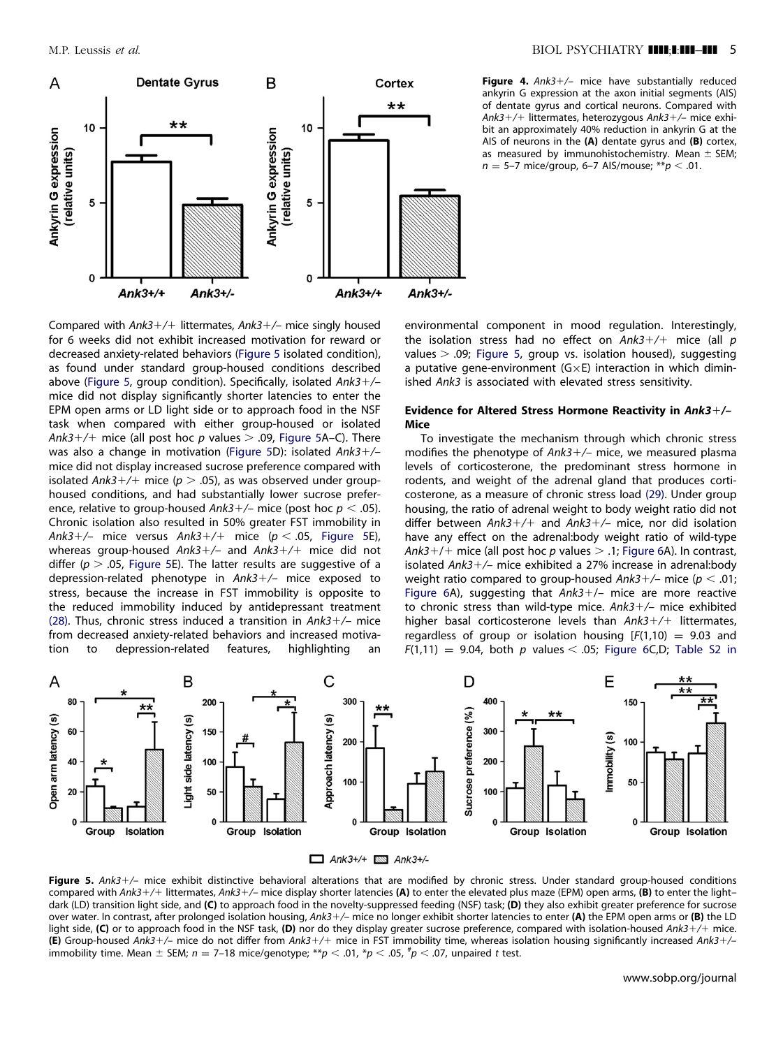**Figure 4.** *Ank3+/–* mice have substantially reduced ankyrin G expression at the axon initial segments (AIS) of dentate gyrus and cortical neurons. Compared with *Ank3+/+* littermates, heterozygous *Ank3+/–* mice exhibit an approximately 40% reduction in ankyrin G at the AIS of neurons in the **(A)** dentate gyrus and **(B)** cortex, as measured by immunohistochemistry. Mean ± SEM; $n = 5–7$ mice/group, 6–7 AIS/mouse; $^{**}p < .01$.

Compared with *Ank3+/+* littermates, *Ank3+/–* mice singly housed for 6 weeks did not exhibit increased motivation for reward or decreased anxiety-related behaviors (Figure 5 isolated condition), as found under standard group-housed conditions described above (Figure 5, group condition). Specifically, isolated *Ank3+/–* mice did not display significantly shorter latencies to enter the EPM open arms or LD light side or to approach food in the NSF task when compared with either group-housed or isolated *Ank3+/+* mice (all post hoc $p$ values $> .09$, Figure 5A–C). There was also a change in motivation (Figure 5D): isolated *Ank3+/–* mice did not display increased sucrose preference compared with isolated *Ank3+/+* mice ($p > .05$), as was observed under group-housed conditions, and had substantially lower sucrose preference, relative to group-housed *Ank3+/–* mice (post hoc $p < .05$). Chronic isolation also resulted in 50% greater FST immobility in *Ank3+/–* mice versus *Ank3+/+* mice ($p < .05$, Figure 5E), whereas group-housed *Ank3+/–* and *Ank3+/+* mice did not differ ($p > .05$, Figure 5E). The latter results are suggestive of a depression-related phenotype in *Ank3+/–* mice exposed to stress, because the increase in FST immobility is opposite to the reduced immobility induced by antidepressant treatment (28). Thus, chronic stress induced a transition in *Ank3+/–* mice from decreased anxiety-related behaviors and increased motivation to depression-related features, highlighting an environmental component in mood regulation. Interestingly, the isolation stress had no effect on *Ank3+/+* mice (all $p$ values $> .09$; Figure 5, group vs. isolation housed), suggesting a putative gene-environment (G×E) interaction in which diminished *Ank3* is associated with elevated stress sensitivity.

### Evidence for Altered Stress Hormone Reactivity in *Ank3+/–* Mice

To investigate the mechanism through which chronic stress modifies the phenotype of *Ank3+/–* mice, we measured plasma levels of corticosterone, the predominant stress hormone in rodents, and weight of the adrenal gland that produces corticosterone, as a measure of chronic stress load (29). Under group housing, the ratio of adrenal weight to body weight ratio did not differ between *Ank3+/+* and *Ank3+/–* mice, nor did isolation have any effect on the adrenal:body weight ratio of wild-type *Ank3+/+* mice (all post hoc $p$ values $> .1$; Figure 6A). In contrast, isolated *Ank3+/–* mice exhibited a 27% increase in adrenal:body weight ratio compared to group-housed *Ank3+/–* mice ($p < .01$; Figure 6A), suggesting that *Ank3+/–* mice are more reactive to chronic stress than wild-type mice. *Ank3+/–* mice exhibited higher basal corticosterone levels than *Ank3+/+* littermates, regardless of group or isolation housing [$F(1,10) = 9.03$ and $F(1,11) = 9.04$, both $p$ values $< .05$; Figure 6C,D; Table S2 in

**Figure 5.** *Ank3+/–* mice exhibit distinctive behavioral alterations that are modified by chronic stress. Under standard group-housed conditions compared with *Ank3+/+* littermates, *Ank3+/–* mice display shorter latencies **(A)** to enter the elevated plus maze (EPM) open arms, **(B)** to enter the light–dark (LD) transition light side, and **(C)** to approach food in the novelty-suppressed feeding (NSF) task; **(D)** they also exhibit greater preference for sucrose over water. In contrast, after prolonged isolation housing, *Ank3+/–* mice no longer exhibit shorter latencies to enter **(A)** the EPM open arms or **(B)** the LD light side, **(C)** or to approach food in the NSF task, **(D)** nor do they display greater sucrose preference, compared with isolation-housed *Ank3+/+* mice. **(E)** Group-housed *Ank3+/–* mice do not differ from *Ank3+/+* mice in FST immobility time, whereas isolation housing significantly increased *Ank3+/–* immobility time. Mean ± SEM; $n = 7–18$ mice/genotype; $^{**}p < .01$, $^{*}p < .05$, $^{\#}p < .07$, unpaired $t$ test.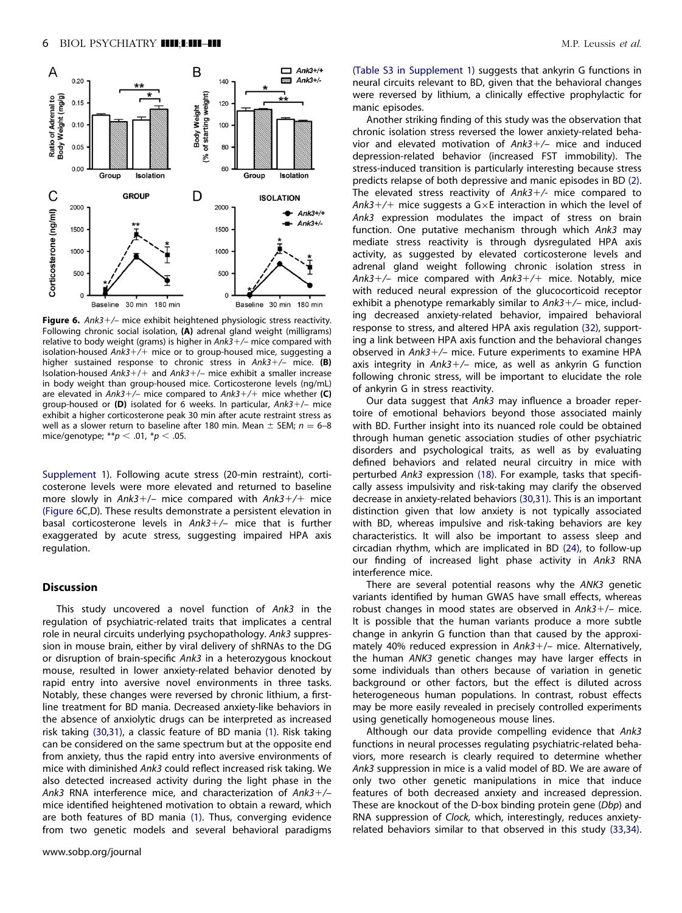**Figure 6.** *Ank3*+/– mice exhibit heightened physiologic stress reactivity. Following chronic social isolation, **(A)** adrenal gland weight (milligrams) relative to body weight (grams) is higher in *Ank3*+/– mice compared with isolation-housed *Ank3*+/+ mice or to group-housed mice, suggesting a higher sustained response to chronic stress in *Ank3*+/– mice. **(B)** Isolation-housed *Ank3*+/+ and *Ank3*+/– mice exhibit a smaller increase in body weight than group-housed mice. Corticosterone levels (ng/mL) are elevated in *Ank3*+/– mice compared to *Ank3*+/+ mice whether **(C)** group-housed or **(D)** isolated for 6 weeks. In particular, *Ank3*+/– mice exhibit a higher corticosterone peak 30 min after acute restraint stress as well as a slower return to baseline after 180 min. Mean ± SEM; $n$ = 6–8 mice/genotype; ** $p < .01$, * $p < .05$.

Supplement 1). Following acute stress (20-min restraint), corticosterone levels were more elevated and returned to baseline more slowly in *Ank3*+/– mice compared with *Ank3*+/+ mice (Figure 6C,D). These results demonstrate a persistent elevation in basal corticosterone levels in *Ank3*+/– mice that is further exaggerated by acute stress, suggesting impaired HPA axis regulation.

## Discussion

This study uncovered a novel function of *Ank3* in the regulation of psychiatric-related traits that implicates a central role in neural circuits underlying psychopathology. *Ank3* suppression in mouse brain, either by viral delivery of shRNAs to the DG or disruption of brain-specific *Ank3* in a heterozygous knockout mouse, resulted in lower anxiety-related behavior denoted by rapid entry into aversive novel environments in three tasks. Notably, these changes were reversed by chronic lithium, a first-line treatment for BD mania. Decreased anxiety-like behaviors in the absence of anxiolytic drugs can be interpreted as increased risk taking (30,31), a classic feature of BD mania (1). Risk taking can be considered on the same spectrum but at the opposite end from anxiety, thus the rapid entry into aversive environments of mice with diminished *Ank3* could reflect increased risk taking. We also detected increased activity during the light phase in the *Ank3* RNA interference mice, and characterization of *Ank3*+/– mice identified heightened motivation to obtain a reward, which are both features of BD mania (1). Thus, converging evidence from two genetic models and several behavioral paradigms (Table S3 in Supplement 1) suggests that ankyrin G functions in neural circuits relevant to BD, given that the behavioral changes were reversed by lithium, a clinically effective prophylactic for manic episodes.

Another striking finding of this study was the observation that chronic isolation stress reversed the lower anxiety-related behavior and elevated motivation of *Ank3*+/– mice and induced depression-related behavior (increased FST immobility). The stress-induced transition is particularly interesting because stress predicts relapse of both depressive and manic episodes in BD (2). The elevated stress reactivity of *Ank3*+/- mice compared to *Ank3*+/+ mice suggests a G×E interaction in which the level of *Ank3* expression modulates the impact of stress on brain function. One putative mechanism through which *Ank3* may mediate stress reactivity is through dysregulated HPA axis activity, as suggested by elevated corticosterone levels and adrenal gland weight following chronic isolation stress in *Ank3*+/– mice compared with *Ank3*+/+ mice. Notably, mice with reduced neural expression of the glucocorticoid receptor exhibit a phenotype remarkably similar to *Ank3*+/– mice, including decreased anxiety-related behavior, impaired behavioral response to stress, and altered HPA axis regulation (32), supporting a link between HPA axis function and the behavioral changes observed in *Ank3*+/– mice. Future experiments to examine HPA axis integrity in *Ank3*+/– mice, as well as ankyrin G function following chronic stress, will be important to elucidate the role of ankyrin G in stress reactivity.

Our data suggest that *Ank3* may influence a broader repertoire of emotional behaviors beyond those associated mainly with BD. Further insight into its nuanced role could be obtained through human genetic association studies of other psychiatric disorders and psychological traits, as well as by evaluating defined behaviors and related neural circuitry in mice with perturbed *Ank3* expression (18). For example, tasks that specifically assess impulsivity and risk-taking may clarify the observed decrease in anxiety-related behaviors (30,31). This is an important distinction given that low anxiety is not typically associated with BD, whereas impulsive and risk-taking behaviors are key characteristics. It will also be important to assess sleep and circadian rhythm, which are implicated in BD (24), to follow-up our finding of increased light phase activity in *Ank3* RNA interference mice.

There are several potential reasons why the *ANK3* genetic variants identified by human GWAS have small effects, whereas robust changes in mood states are observed in *Ank3*+/– mice. It is possible that the human variants produce a more subtle change in ankyrin G function than that caused by the approximately 40% reduced expression in *Ank3*+/– mice. Alternatively, the human *ANK3* genetic changes may have larger effects in some individuals than others because of variation in genetic background or other factors, but the effect is diluted across heterogeneous human populations. In contrast, robust effects may be more easily revealed in precisely controlled experiments using genetically homogeneous mouse lines.

Although our data provide compelling evidence that *Ank3* functions in neural processes regulating psychiatric-related behaviors, more research is clearly required to determine whether *Ank3* suppression in mice is a valid model of BD. We are aware of only two other genetic manipulations in mice that induce features of both decreased anxiety and increased depression. These are knockout of the D-box binding protein gene (*Dbp*) and RNA suppression of *Clock,* which, interestingly, reduces anxiety-related behaviors similar to that observed in this study (33,34).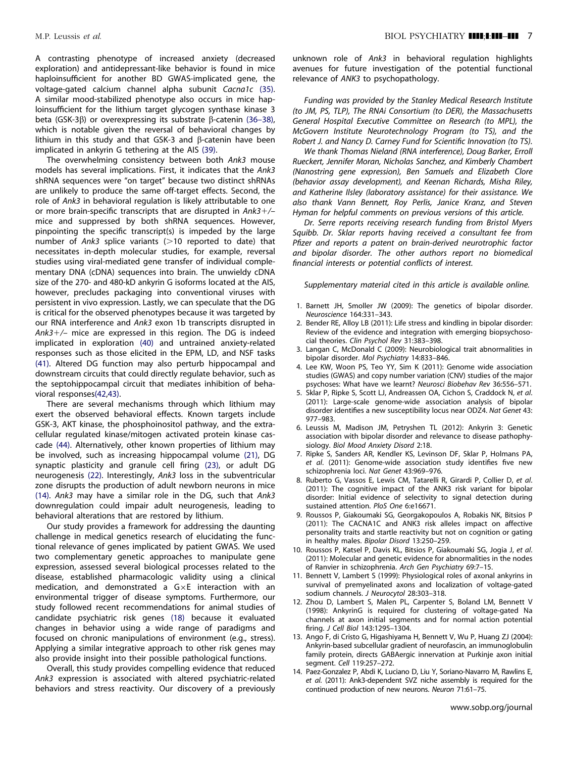A contrasting phenotype of increased anxiety (decreased exploration) and antidepressant-like behavior is found in mice haploinsufficient for another BD GWAS-implicated gene, the voltage-gated calcium channel alpha subunit *Cacna1c* (35). A similar mood-stabilized phenotype also occurs in mice haploinsufficient for the lithium target glycogen synthase kinase 3 beta (GSK-3β) or overexpressing its substrate β-catenin (36–38), which is notable given the reversal of behavioral changes by lithium in this study and that GSK-3 and β-catenin have been implicated in ankyrin G tethering at the AIS (39).

The overwhelming consistency between both *Ank3* mouse models has several implications. First, it indicates that the *Ank3* shRNA sequences were "on target" because two distinct shRNAs are unlikely to produce the same off-target effects. Second, the role of *Ank3* in behavioral regulation is likely attributable to one or more brain-specific transcripts that are disrupted in *Ank3*+/– mice and suppressed by both shRNA sequences. However, pinpointing the specific transcript(s) is impeded by the large number of *Ank3* splice variants (>10 reported to date) that necessitates in-depth molecular studies, for example, reversal studies using viral-mediated gene transfer of individual complementary DNA (cDNA) sequences into brain. The unwieldy cDNA size of the 270- and 480-kD ankyrin G isoforms located at the AIS, however, precludes packaging into conventional viruses with persistent in vivo expression. Lastly, we can speculate that the DG is critical for the observed phenotypes because it was targeted by our RNA interference and *Ank3* exon 1b transcripts disrupted in *Ank3*+/– mice are expressed in this region. The DG is indeed implicated in exploration (40) and untrained anxiety-related responses such as those elicited in the EPM, LD, and NSF tasks (41). Altered DG function may also perturb hippocampal and downstream circuits that could directly regulate behavior, such as the septohippocampal circuit that mediates inhibition of behavioral responses(42,43).

There are several mechanisms through which lithium may exert the observed behavioral effects. Known targets include GSK-3, AKT kinase, the phosphoinositol pathway, and the extracellular regulated kinase/mitogen activated protein kinase cascade (44). Alternatively, other known properties of lithium may be involved, such as increasing hippocampal volume (21), DG synaptic plasticity and granule cell firing (23), or adult DG neurogenesis (22). Interestingly, *Ank3* loss in the subventricular zone disrupts the production of adult newborn neurons in mice (14). *Ank3* may have a similar role in the DG, such that *Ank3* downregulation could impair adult neurogenesis, leading to behavioral alterations that are restored by lithium.

Our study provides a framework for addressing the daunting challenge in medical genetics research of elucidating the functional relevance of genes implicated by patient GWAS. We used two complementary genetic approaches to manipulate gene expression, assessed several biological processes related to the disease, established pharmacologic validity using a clinical medication, and demonstrated a G×E interaction with an environmental trigger of disease symptoms. Furthermore, our study followed recent recommendations for animal studies of candidate psychiatric risk genes (18) because it evaluated changes in behavior using a wide range of paradigms and focused on chronic manipulations of environment (e.g., stress). Applying a similar integrative approach to other risk genes may also provide insight into their possible pathological functions.

Overall, this study provides compelling evidence that reduced *Ank3* expression is associated with altered psychiatric-related behaviors and stress reactivity. Our discovery of a previously unknown role of *Ank3* in behavioral regulation highlights avenues for future investigation of the potential functional relevance of *ANK3* to psychopathology.

*Funding was provided by the Stanley Medical Research Institute (to JM, PS, TLP), The RNAi Consortium (to DER), the Massachusetts General Hospital Executive Committee on Research (to MPL), the McGovern Institute Neurotechnology Program (to TS), and the Robert J. and Nancy D. Carney Fund for Scientific Innovation (to TS).*

*We thank Thomas Nieland (RNA interference), Doug Barker, Erroll Rueckert, Jennifer Moran, Nicholas Sanchez, and Kimberly Chambert (Nanostring gene expression), Ben Samuels and Elizabeth Clore (behavior assay development), and Keenan Richards, Misha Riley, and Katherine Ilsley (laboratory assistance) for their assistance. We also thank Vann Bennett, Roy Perlis, Janice Kranz, and Steven Hyman for helpful comments on previous versions of this article.*

*Dr. Serre reports receiving research funding from Bristol Myers Squibb. Dr. Sklar reports having received a consultant fee from Pfizer and reports a patent on brain-derived neurotrophic factor and bipolar disorder. The other authors report no biomedical financial interests or potential conflicts of interest.*

*Supplementary material cited in this article is available online.*

1. Barnett JH, Smoller JW (2009): The genetics of bipolar disorder. Neuroscience 164:331–343.
2. Bender RE, Alloy LB (2011): Life stress and kindling in bipolar disorder: Review of the evidence and integration with emerging biopsychosocial theories. Clin Psychol Rev 31:383–398.
3. Langan C, McDonald C (2009): Neurobiological trait abnormalities in bipolar disorder. Mol Psychiatry 14:833–846.
4. Lee KW, Woon PS, Teo YY, Sim K (2011): Genome wide association studies (GWAS) and copy number variation (CNV) studies of the major psychoses: What have we learnt? Neurosci Biobehav Rev 36:556–571.
5. Sklar P, Ripke S, Scott LJ, Andreassen OA, Cichon S, Craddock N, *et al.* (2011): Large-scale genome-wide association analysis of bipolar disorder identifies a new susceptibility locus near ODZ4. Nat Genet 43: 977–983.
6. Leussis M, Madison JM, Petryshen TL (2012): Ankyrin 3: Genetic association with bipolar disorder and relevance to disease pathophysiology. Biol Mood Anxiety Disord 2:18.
7. Ripke S, Sanders AR, Kendler KS, Levinson DF, Sklar P, Holmans PA, *et al.* (2011): Genome-wide association study identifies five new schizophrenia loci. Nat Genet 43:969–976.
8. Ruberto G, Vassos E, Lewis CM, Tatarelli R, Girardi P, Collier D, *et al.* (2011): The cognitive impact of the ANK3 risk variant for bipolar disorder: Initial evidence of selectivity to signal detection during sustained attention. PloS One 6:e16671.
9. Roussos P, Giakoumaki SG, Georgakopoulos A, Robakis NK, Bitsios P (2011): The CACNA1C and ANK3 risk alleles impact on affective personality traits and startle reactivity but not on cognition or gating in healthy males. Bipolar Disord 13:250–259.
10. Roussos P, Katsel P, Davis KL, Bitsios P, Giakoumaki SG, Jogia J, *et al.* (2011): Molecular and genetic evidence for abnormalities in the nodes of Ranvier in schizophrenia. Arch Gen Psychiatry 69:7–15.
11. Bennett V, Lambert S (1999): Physiological roles of axonal ankyrins in survival of premyelinated axons and localization of voltage-gated sodium channels. J Neurocytol 28:303–318.
12. Zhou D, Lambert S, Malen PL, Carpenter S, Boland LM, Bennett V (1998): AnkyrinG is required for clustering of voltage-gated Na channels at axon initial segments and for normal action potential firing. J Cell Biol 143:1295–1304.
13. Ango F, di Cristo G, Higashiyama H, Bennett V, Wu P, Huang ZJ (2004): Ankyrin-based subcellular gradient of neurofascin, an immunoglobulin family protein, directs GABAergic innervation at Purkinje axon initial segment. Cell 119:257–272.
14. Paez-Gonzalez P, Abdi K, Luciano D, Liu Y, Soriano-Navarro M, Rawlins E, *et al.* (2011): Ank3-dependent SVZ niche assembly is required for the continued production of new neurons. Neuron 71:61–75.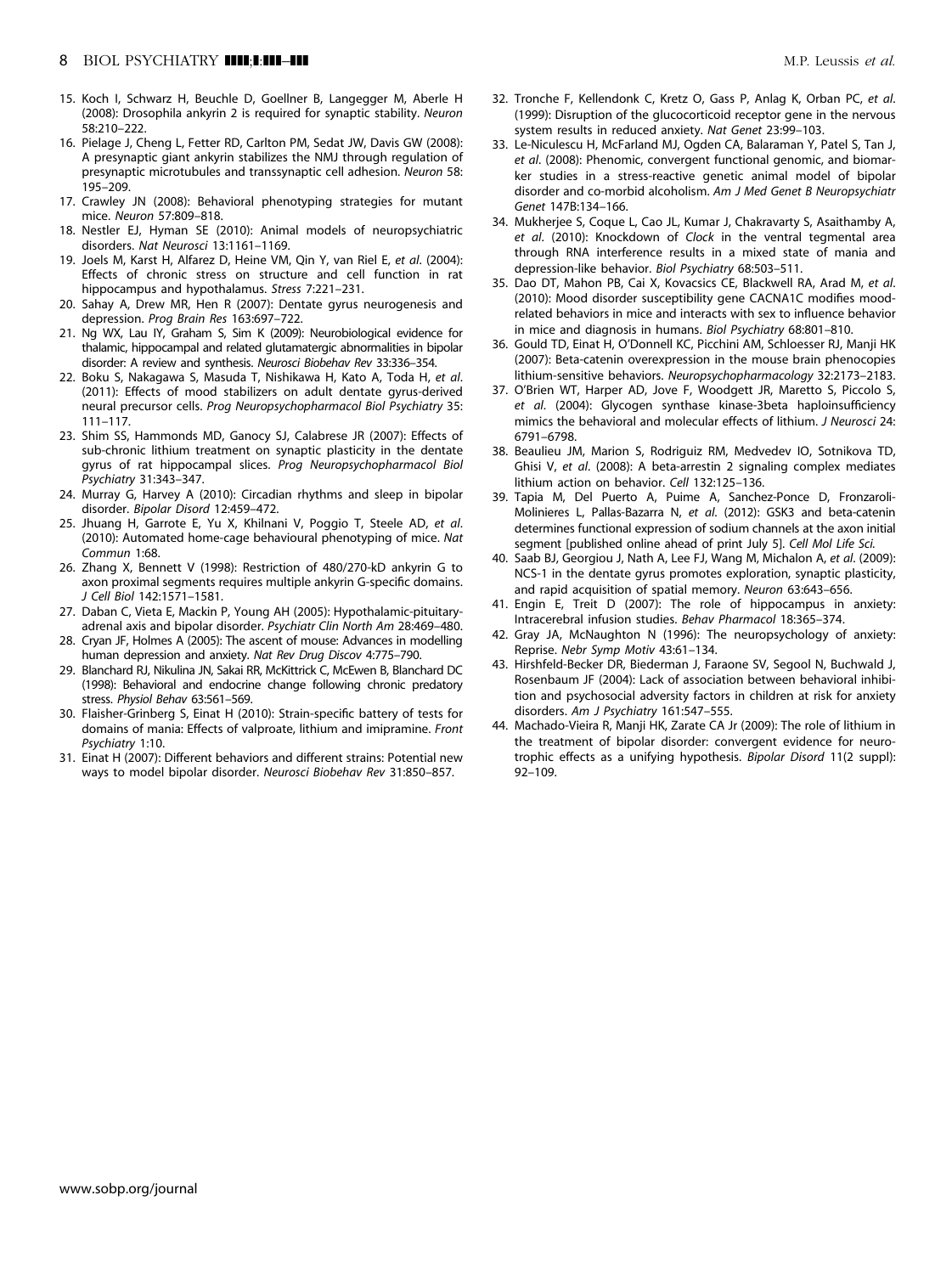15. Koch I, Schwarz H, Beuchle D, Goellner B, Langegger M, Aberle H (2008): Drosophila ankyrin 2 is required for synaptic stability. *Neuron* 58:210–222.
16. Pielage J, Cheng L, Fetter RD, Carlton PM, Sedat JW, Davis GW (2008): A presynaptic giant ankyrin stabilizes the NMJ through regulation of presynaptic microtubules and transsynaptic cell adhesion. *Neuron* 58: 195–209.
17. Crawley JN (2008): Behavioral phenotyping strategies for mutant mice. *Neuron* 57:809–818.
18. Nestler EJ, Hyman SE (2010): Animal models of neuropsychiatric disorders. *Nat Neurosci* 13:1161–1169.
19. Joels M, Karst H, Alfarez D, Heine VM, Qin Y, van Riel E, *et al*. (2004): Effects of chronic stress on structure and cell function in rat hippocampus and hypothalamus. *Stress* 7:221–231.
20. Sahay A, Drew MR, Hen R (2007): Dentate gyrus neurogenesis and depression. *Prog Brain Res* 163:697–722.
21. Ng WX, Lau IY, Graham S, Sim K (2009): Neurobiological evidence for thalamic, hippocampal and related glutamatergic abnormalities in bipolar disorder: A review and synthesis. *Neurosci Biobehav Rev* 33:336–354.
22. Boku S, Nakagawa S, Masuda T, Nishikawa H, Kato A, Toda H, *et al*. (2011): Effects of mood stabilizers on adult dentate gyrus-derived neural precursor cells. *Prog Neuropsychopharmacol Biol Psychiatry* 35: 111–117.
23. Shim SS, Hammonds MD, Ganocy SJ, Calabrese JR (2007): Effects of sub-chronic lithium treatment on synaptic plasticity in the dentate gyrus of rat hippocampal slices. *Prog Neuropsychopharmacol Biol Psychiatry* 31:343–347.
24. Murray G, Harvey A (2010): Circadian rhythms and sleep in bipolar disorder. *Bipolar Disord* 12:459–472.
25. Jhuang H, Garrote E, Yu X, Khilnani V, Poggio T, Steele AD, *et al*. (2010): Automated home-cage behavioural phenotyping of mice. *Nat Commun* 1:68.
26. Zhang X, Bennett V (1998): Restriction of 480/270-kD ankyrin G to axon proximal segments requires multiple ankyrin G-specific domains. *J Cell Biol* 142:1571–1581.
27. Daban C, Vieta E, Mackin P, Young AH (2005): Hypothalamic-pituitary-adrenal axis and bipolar disorder. *Psychiatr Clin North Am* 28:469–480.
28. Cryan JF, Holmes A (2005): The ascent of mouse: Advances in modelling human depression and anxiety. *Nat Rev Drug Discov* 4:775–790.
29. Blanchard RJ, Nikulina JN, Sakai RR, McKittrick C, McEwen B, Blanchard DC (1998): Behavioral and endocrine change following chronic predatory stress. *Physiol Behav* 63:561–569.
30. Flaisher-Grinberg S, Einat H (2010): Strain-specific battery of tests for domains of mania: Effects of valproate, lithium and imipramine. *Front Psychiatry* 1:10.
31. Einat H (2007): Different behaviors and different strains: Potential new ways to model bipolar disorder. *Neurosci Biobehav Rev* 31:850–857.
32. Tronche F, Kellendonk C, Kretz O, Gass P, Anlag K, Orban PC, *et al*. (1999): Disruption of the glucocorticoid receptor gene in the nervous system results in reduced anxiety. *Nat Genet* 23:99–103.
33. Le-Niculescu H, McFarland MJ, Ogden CA, Balaraman Y, Patel S, Tan J, *et al*. (2008): Phenomic, convergent functional genomic, and biomarker studies in a stress-reactive genetic animal model of bipolar disorder and co-morbid alcoholism. *Am J Med Genet B Neuropsychiatr Genet* 147B:134–166.
34. Mukherjee S, Coque L, Cao JL, Kumar J, Chakravarty S, Asaithamby A, *et al*. (2010): Knockdown of *Clock* in the ventral tegmental area through RNA interference results in a mixed state of mania and depression-like behavior. *Biol Psychiatry* 68:503–511.
35. Dao DT, Mahon PB, Cai X, Kovacsics CE, Blackwell RA, Arad M, *et al*. (2010): Mood disorder susceptibility gene CACNA1C modifies mood-related behaviors in mice and interacts with sex to influence behavior in mice and diagnosis in humans. *Biol Psychiatry* 68:801–810.
36. Gould TD, Einat H, O'Donnell KC, Picchini AM, Schloesser RJ, Manji HK (2007): Beta-catenin overexpression in the mouse brain phenocopies lithium-sensitive behaviors. *Neuropsychopharmacology* 32:2173–2183.
37. O'Brien WT, Harper AD, Jove F, Woodgett JR, Maretto S, Piccolo S, *et al*. (2004): Glycogen synthase kinase-3beta haploinsufficiency mimics the behavioral and molecular effects of lithium. *J Neurosci* 24: 6791–6798.
38. Beaulieu JM, Marion S, Rodriguiz RM, Medvedev IO, Sotnikova TD, Ghisi V, *et al*. (2008): A beta-arrestin 2 signaling complex mediates lithium action on behavior. *Cell* 132:125–136.
39. Tapia M, Del Puerto A, Puime A, Sanchez-Ponce D, Fronzaroli-Molinieres L, Pallas-Bazarra N, *et al*. (2012): GSK3 and beta-catenin determines functional expression of sodium channels at the axon initial segment [published online ahead of print July 5]. *Cell Mol Life Sci*.
40. Saab BJ, Georgiou J, Nath A, Lee FJ, Wang M, Michalon A, *et al*. (2009): NCS-1 in the dentate gyrus promotes exploration, synaptic plasticity, and rapid acquisition of spatial memory. *Neuron* 63:643–656.
41. Engin E, Treit D (2007): The role of hippocampus in anxiety: Intracerebral infusion studies. *Behav Pharmacol* 18:365–374.
42. Gray JA, McNaughton N (1996): The neuropsychology of anxiety: Reprise. *Nebr Symp Motiv* 43:61–134.
43. Hirshfeld-Becker DR, Biederman J, Faraone SV, Segool N, Buchwald J, Rosenbaum JF (2004): Lack of association between behavioral inhibition and psychosocial adversity factors in children at risk for anxiety disorders. *Am J Psychiatry* 161:547–555.
44. Machado-Vieira R, Manji HK, Zarate CA Jr (2009): The role of lithium in the treatment of bipolar disorder: convergent evidence for neurotrophic effects as a unifying hypothesis. *Bipolar Disord* 11(2 suppl): 92–109.